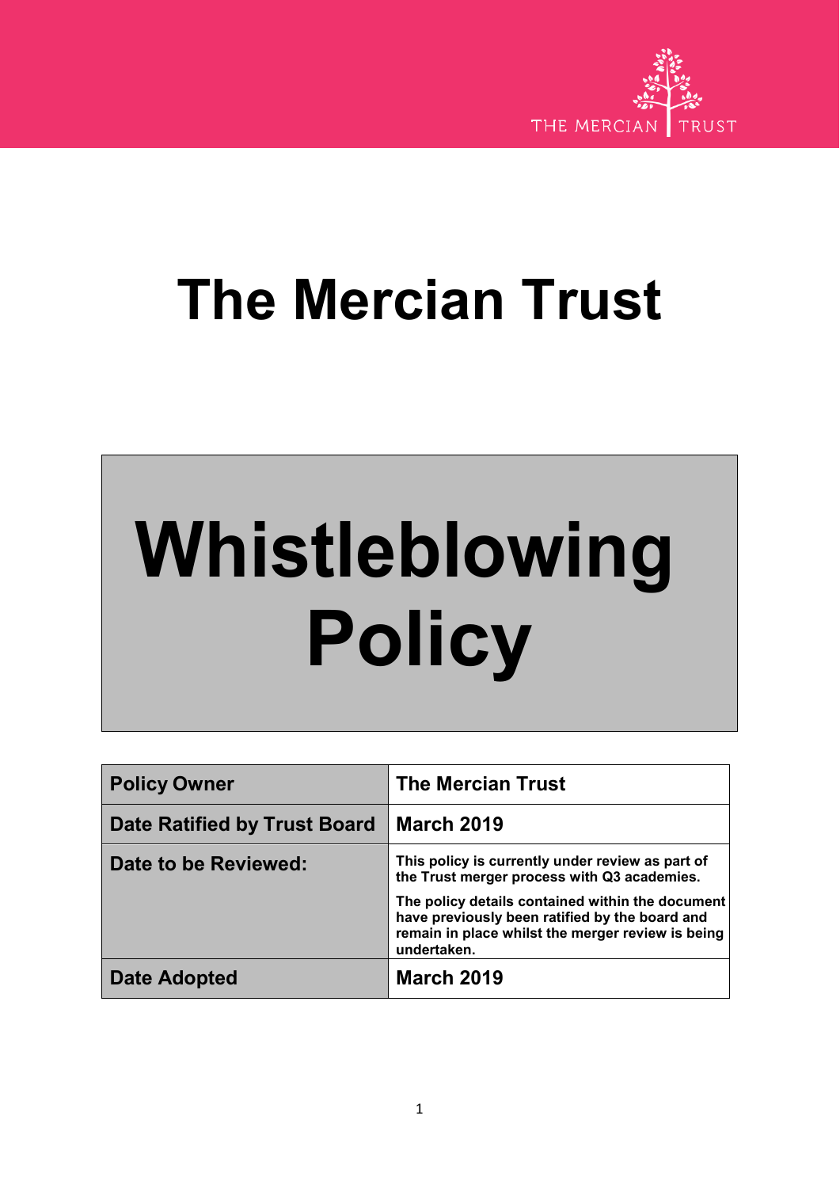THE MERCIAN TRUST

# The Mercian Trust

# Whistleblowing Policy

| Policy Owner | The Mercian Trust |
|---|---|
| Date Ratified by Trust Board | March 2019 |
| Date to be Reviewed: | This policy is currently under review as part of the Trust merger process with Q3 academies. The policy details contained within the document have previously been ratified by the board and remain in place whilst the merger review is being undertaken. |
| Date Adopted | March 2019 |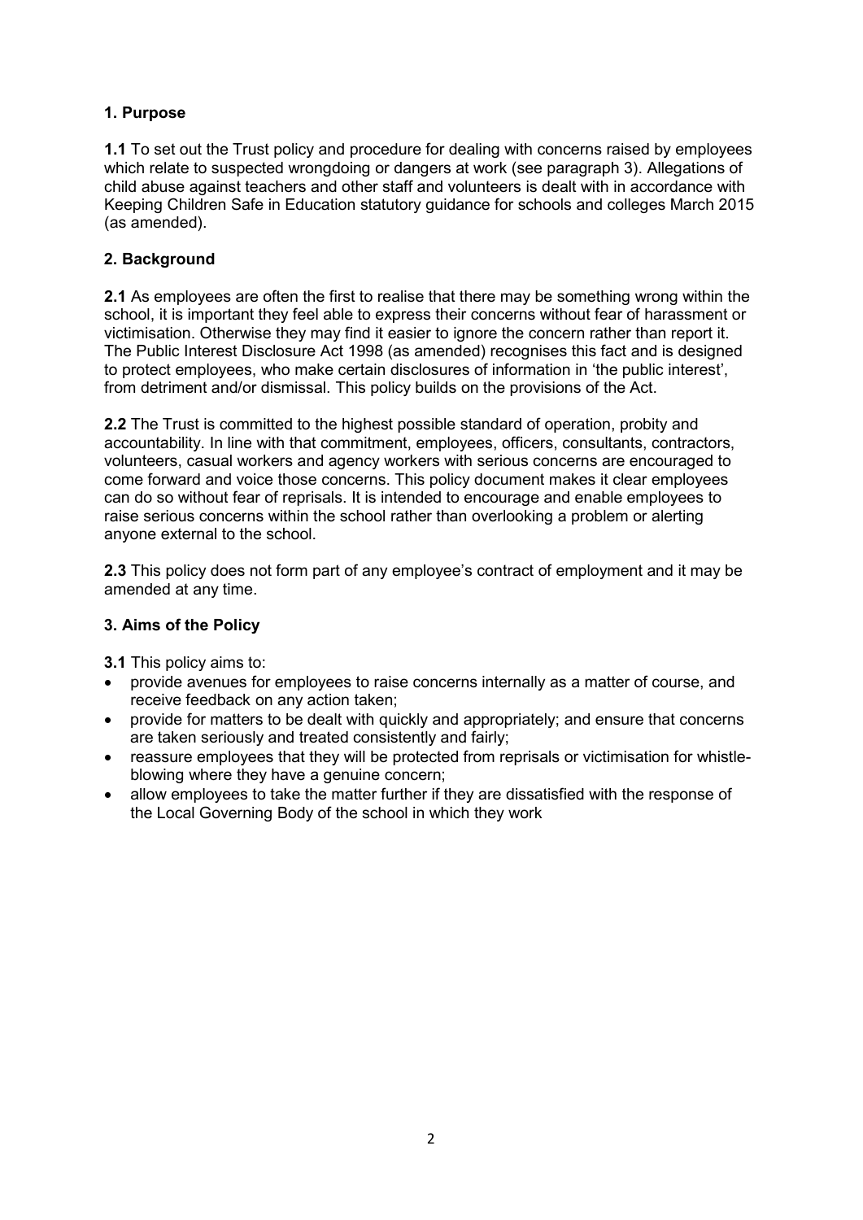## 1. Purpose

**1.1** To set out the Trust policy and procedure for dealing with concerns raised by employees which relate to suspected wrongdoing or dangers at work (see paragraph 3). Allegations of child abuse against teachers and other staff and volunteers is dealt with in accordance with Keeping Children Safe in Education statutory guidance for schools and colleges March 2015 (as amended).

## 2. Background

**2.1** As employees are often the first to realise that there may be something wrong within the school, it is important they feel able to express their concerns without fear of harassment or victimisation. Otherwise they may find it easier to ignore the concern rather than report it. The Public Interest Disclosure Act 1998 (as amended) recognises this fact and is designed to protect employees, who make certain disclosures of information in 'the public interest', from detriment and/or dismissal. This policy builds on the provisions of the Act.

**2.2** The Trust is committed to the highest possible standard of operation, probity and accountability. In line with that commitment, employees, officers, consultants, contractors, volunteers, casual workers and agency workers with serious concerns are encouraged to come forward and voice those concerns. This policy document makes it clear employees can do so without fear of reprisals. It is intended to encourage and enable employees to raise serious concerns within the school rather than overlooking a problem or alerting anyone external to the school.

**2.3** This policy does not form part of any employee's contract of employment and it may be amended at any time.

## 3. Aims of the Policy

**3.1** This policy aims to:

- provide avenues for employees to raise concerns internally as a matter of course, and receive feedback on any action taken;
- provide for matters to be dealt with quickly and appropriately; and ensure that concerns are taken seriously and treated consistently and fairly;
- reassure employees that they will be protected from reprisals or victimisation for whistle-blowing where they have a genuine concern;
- allow employees to take the matter further if they are dissatisfied with the response of the Local Governing Body of the school in which they work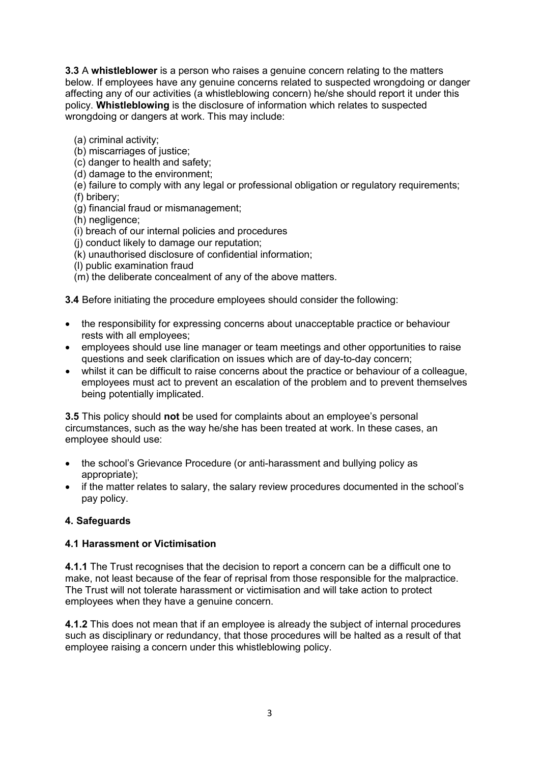**3.3** A **whistleblower** is a person who raises a genuine concern relating to the matters below. If employees have any genuine concerns related to suspected wrongdoing or danger affecting any of our activities (a whistleblowing concern) he/she should report it under this policy. **Whistleblowing** is the disclosure of information which relates to suspected wrongdoing or dangers at work. This may include:

(a) criminal activity;
(b) miscarriages of justice;
(c) danger to health and safety;
(d) damage to the environment;
(e) failure to comply with any legal or professional obligation or regulatory requirements;
(f) bribery;
(g) financial fraud or mismanagement;
(h) negligence;
(i) breach of our internal policies and procedures
(j) conduct likely to damage our reputation;
(k) unauthorised disclosure of confidential information;
(l) public examination fraud
(m) the deliberate concealment of any of the above matters.

**3.4** Before initiating the procedure employees should consider the following:

- the responsibility for expressing concerns about unacceptable practice or behaviour rests with all employees;
- employees should use line manager or team meetings and other opportunities to raise questions and seek clarification on issues which are of day-to-day concern;
- whilst it can be difficult to raise concerns about the practice or behaviour of a colleague, employees must act to prevent an escalation of the problem and to prevent themselves being potentially implicated.

**3.5** This policy should **not** be used for complaints about an employee's personal circumstances, such as the way he/she has been treated at work. In these cases, an employee should use:

- the school's Grievance Procedure (or anti-harassment and bullying policy as appropriate);
- if the matter relates to salary, the salary review procedures documented in the school's pay policy.

## 4. Safeguards

### 4.1 Harassment or Victimisation

**4.1.1** The Trust recognises that the decision to report a concern can be a difficult one to make, not least because of the fear of reprisal from those responsible for the malpractice. The Trust will not tolerate harassment or victimisation and will take action to protect employees when they have a genuine concern.

**4.1.2** This does not mean that if an employee is already the subject of internal procedures such as disciplinary or redundancy, that those procedures will be halted as a result of that employee raising a concern under this whistleblowing policy.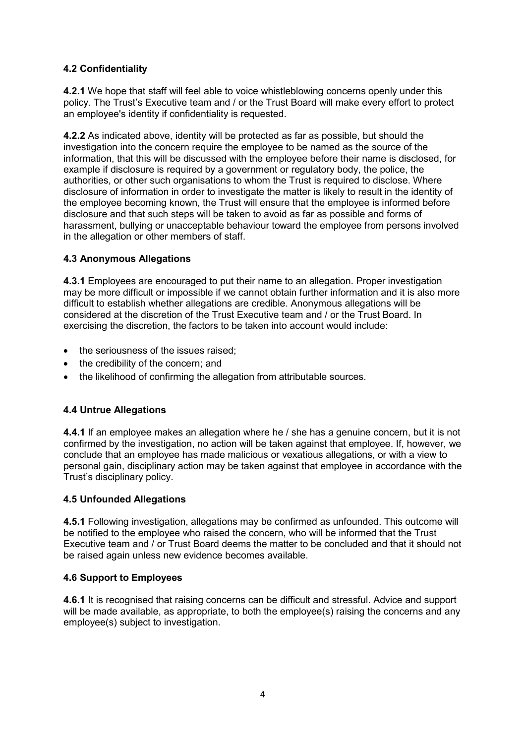### 4.2 Confidentiality

**4.2.1** We hope that staff will feel able to voice whistleblowing concerns openly under this policy. The Trust's Executive team and / or the Trust Board will make every effort to protect an employee's identity if confidentiality is requested.

**4.2.2** As indicated above, identity will be protected as far as possible, but should the investigation into the concern require the employee to be named as the source of the information, that this will be discussed with the employee before their name is disclosed, for example if disclosure is required by a government or regulatory body, the police, the authorities, or other such organisations to whom the Trust is required to disclose. Where disclosure of information in order to investigate the matter is likely to result in the identity of the employee becoming known, the Trust will ensure that the employee is informed before disclosure and that such steps will be taken to avoid as far as possible and forms of harassment, bullying or unacceptable behaviour toward the employee from persons involved in the allegation or other members of staff.

### 4.3 Anonymous Allegations

**4.3.1** Employees are encouraged to put their name to an allegation. Proper investigation may be more difficult or impossible if we cannot obtain further information and it is also more difficult to establish whether allegations are credible. Anonymous allegations will be considered at the discretion of the Trust Executive team and / or the Trust Board. In exercising the discretion, the factors to be taken into account would include:

- the seriousness of the issues raised;
- the credibility of the concern; and
- the likelihood of confirming the allegation from attributable sources.

### 4.4 Untrue Allegations

**4.4.1** If an employee makes an allegation where he / she has a genuine concern, but it is not confirmed by the investigation, no action will be taken against that employee. If, however, we conclude that an employee has made malicious or vexatious allegations, or with a view to personal gain, disciplinary action may be taken against that employee in accordance with the Trust's disciplinary policy.

### 4.5 Unfounded Allegations

**4.5.1** Following investigation, allegations may be confirmed as unfounded. This outcome will be notified to the employee who raised the concern, who will be informed that the Trust Executive team and / or Trust Board deems the matter to be concluded and that it should not be raised again unless new evidence becomes available.

### 4.6 Support to Employees

**4.6.1** It is recognised that raising concerns can be difficult and stressful. Advice and support will be made available, as appropriate, to both the employee(s) raising the concerns and any employee(s) subject to investigation.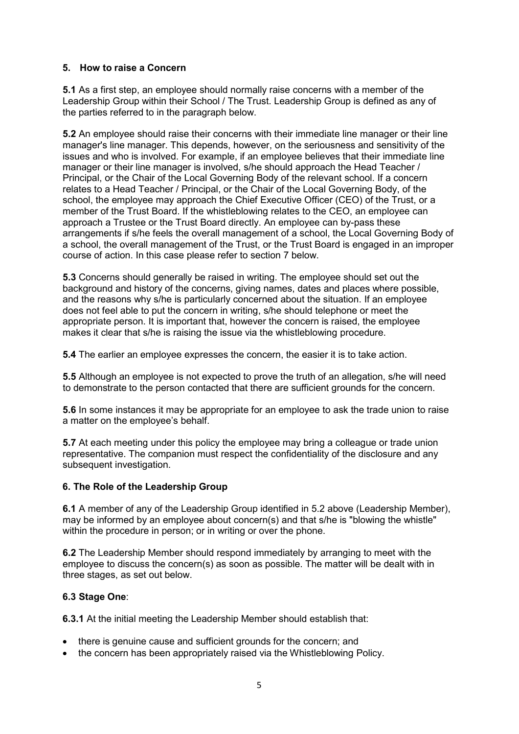## 5. How to raise a Concern

**5.1** As a first step, an employee should normally raise concerns with a member of the Leadership Group within their School / The Trust. Leadership Group is defined as any of the parties referred to in the paragraph below.

**5.2** An employee should raise their concerns with their immediate line manager or their line manager's line manager. This depends, however, on the seriousness and sensitivity of the issues and who is involved. For example, if an employee believes that their immediate line manager or their line manager is involved, s/he should approach the Head Teacher / Principal, or the Chair of the Local Governing Body of the relevant school. If a concern relates to a Head Teacher / Principal, or the Chair of the Local Governing Body, of the school, the employee may approach the Chief Executive Officer (CEO) of the Trust, or a member of the Trust Board. If the whistleblowing relates to the CEO, an employee can approach a Trustee or the Trust Board directly. An employee can by-pass these arrangements if s/he feels the overall management of a school, the Local Governing Body of a school, the overall management of the Trust, or the Trust Board is engaged in an improper course of action. In this case please refer to section 7 below.

**5.3** Concerns should generally be raised in writing. The employee should set out the background and history of the concerns, giving names, dates and places where possible, and the reasons why s/he is particularly concerned about the situation. If an employee does not feel able to put the concern in writing, s/he should telephone or meet the appropriate person. It is important that, however the concern is raised, the employee makes it clear that s/he is raising the issue via the whistleblowing procedure.

**5.4** The earlier an employee expresses the concern, the easier it is to take action.

**5.5** Although an employee is not expected to prove the truth of an allegation, s/he will need to demonstrate to the person contacted that there are sufficient grounds for the concern.

**5.6** In some instances it may be appropriate for an employee to ask the trade union to raise a matter on the employee's behalf.

**5.7** At each meeting under this policy the employee may bring a colleague or trade union representative. The companion must respect the confidentiality of the disclosure and any subsequent investigation.

## 6. The Role of the Leadership Group

**6.1** A member of any of the Leadership Group identified in 5.2 above (Leadership Member), may be informed by an employee about concern(s) and that s/he is "blowing the whistle" within the procedure in person; or in writing or over the phone.

**6.2** The Leadership Member should respond immediately by arranging to meet with the employee to discuss the concern(s) as soon as possible. The matter will be dealt with in three stages, as set out below.

### 6.3 Stage One:

**6.3.1** At the initial meeting the Leadership Member should establish that:

- there is genuine cause and sufficient grounds for the concern; and
- the concern has been appropriately raised via the Whistleblowing Policy.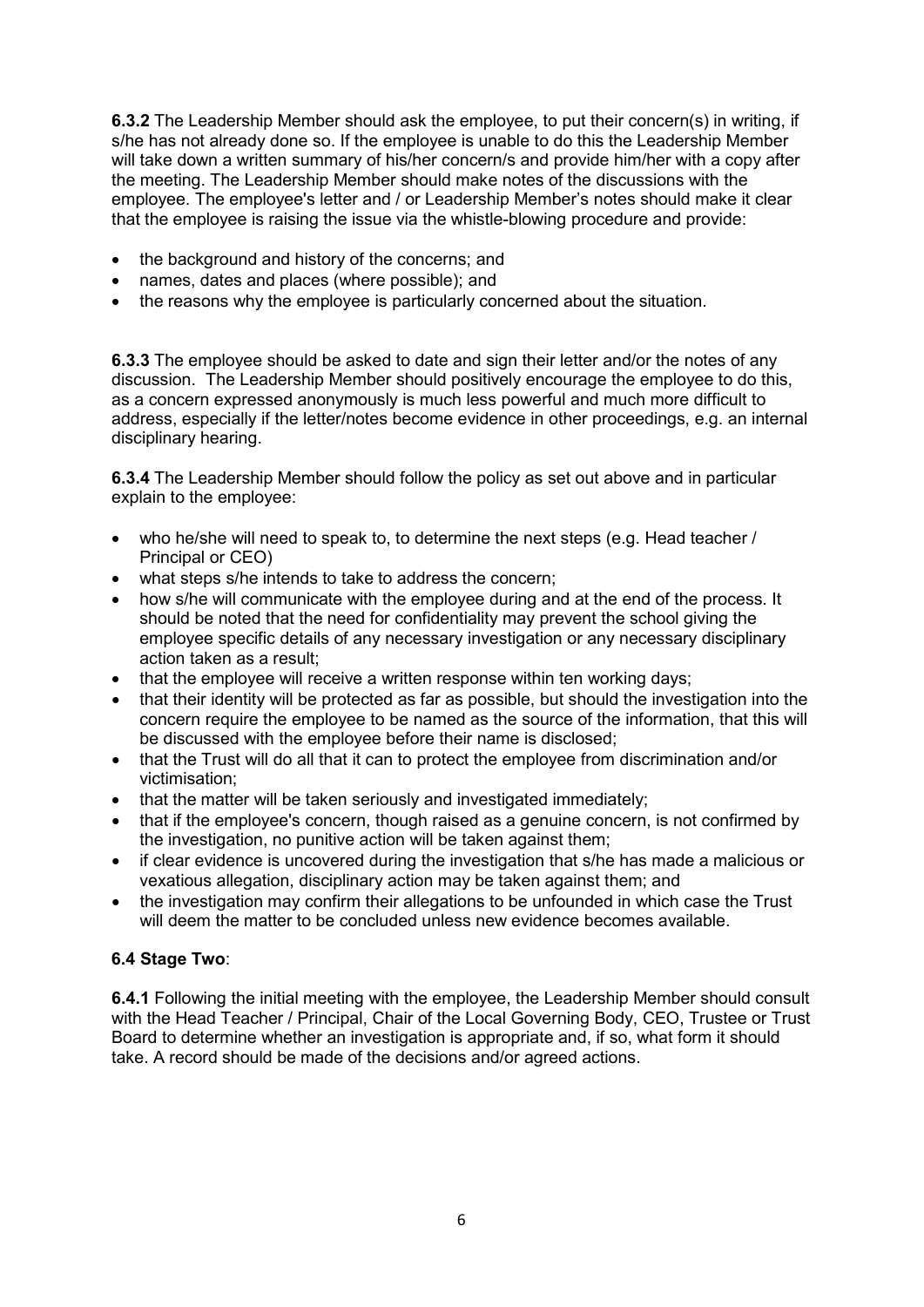**6.3.2** The Leadership Member should ask the employee, to put their concern(s) in writing, if s/he has not already done so. If the employee is unable to do this the Leadership Member will take down a written summary of his/her concern/s and provide him/her with a copy after the meeting. The Leadership Member should make notes of the discussions with the employee. The employee's letter and / or Leadership Member's notes should make it clear that the employee is raising the issue via the whistle-blowing procedure and provide:

- the background and history of the concerns; and
- names, dates and places (where possible); and
- the reasons why the employee is particularly concerned about the situation.

**6.3.3** The employee should be asked to date and sign their letter and/or the notes of any discussion. The Leadership Member should positively encourage the employee to do this, as a concern expressed anonymously is much less powerful and much more difficult to address, especially if the letter/notes become evidence in other proceedings, e.g. an internal disciplinary hearing.

**6.3.4** The Leadership Member should follow the policy as set out above and in particular explain to the employee:

- who he/she will need to speak to, to determine the next steps (e.g. Head teacher / Principal or CEO)
- what steps s/he intends to take to address the concern;
- how s/he will communicate with the employee during and at the end of the process. It should be noted that the need for confidentiality may prevent the school giving the employee specific details of any necessary investigation or any necessary disciplinary action taken as a result;
- that the employee will receive a written response within ten working days;
- that their identity will be protected as far as possible, but should the investigation into the concern require the employee to be named as the source of the information, that this will be discussed with the employee before their name is disclosed;
- that the Trust will do all that it can to protect the employee from discrimination and/or victimisation;
- that the matter will be taken seriously and investigated immediately;
- that if the employee's concern, though raised as a genuine concern, is not confirmed by the investigation, no punitive action will be taken against them;
- if clear evidence is uncovered during the investigation that s/he has made a malicious or vexatious allegation, disciplinary action may be taken against them; and
- the investigation may confirm their allegations to be unfounded in which case the Trust will deem the matter to be concluded unless new evidence becomes available.

### 6.4 Stage Two:

**6.4.1** Following the initial meeting with the employee, the Leadership Member should consult with the Head Teacher / Principal, Chair of the Local Governing Body, CEO, Trustee or Trust Board to determine whether an investigation is appropriate and, if so, what form it should take. A record should be made of the decisions and/or agreed actions.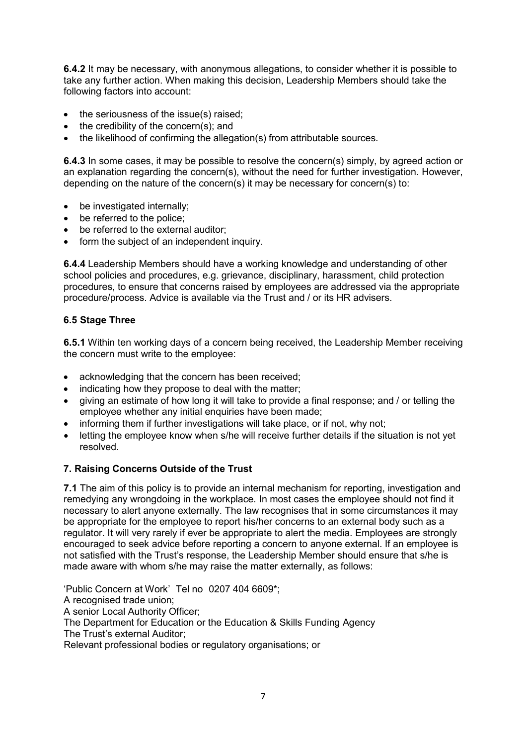**6.4.2** It may be necessary, with anonymous allegations, to consider whether it is possible to take any further action. When making this decision, Leadership Members should take the following factors into account:

- the seriousness of the issue(s) raised;
- the credibility of the concern(s); and
- the likelihood of confirming the allegation(s) from attributable sources.

**6.4.3** In some cases, it may be possible to resolve the concern(s) simply, by agreed action or an explanation regarding the concern(s), without the need for further investigation. However, depending on the nature of the concern(s) it may be necessary for concern(s) to:

- be investigated internally;
- be referred to the police;
- be referred to the external auditor;
- form the subject of an independent inquiry.

**6.4.4** Leadership Members should have a working knowledge and understanding of other school policies and procedures, e.g. grievance, disciplinary, harassment, child protection procedures, to ensure that concerns raised by employees are addressed via the appropriate procedure/process. Advice is available via the Trust and / or its HR advisers.

### 6.5 Stage Three

**6.5.1** Within ten working days of a concern being received, the Leadership Member receiving the concern must write to the employee:

- acknowledging that the concern has been received;
- indicating how they propose to deal with the matter;
- giving an estimate of how long it will take to provide a final response; and / or telling the employee whether any initial enquiries have been made;
- informing them if further investigations will take place, or if not, why not;
- letting the employee know when s/he will receive further details if the situation is not yet resolved.

## 7. Raising Concerns Outside of the Trust

**7.1** The aim of this policy is to provide an internal mechanism for reporting, investigation and remedying any wrongdoing in the workplace. In most cases the employee should not find it necessary to alert anyone externally. The law recognises that in some circumstances it may be appropriate for the employee to report his/her concerns to an external body such as a regulator. It will very rarely if ever be appropriate to alert the media. Employees are strongly encouraged to seek advice before reporting a concern to anyone external. If an employee is not satisfied with the Trust's response, the Leadership Member should ensure that s/he is made aware with whom s/he may raise the matter externally, as follows:

'Public Concern at Work' Tel no 0207 404 6609*;
A recognised trade union;
A senior Local Authority Officer;
The Department for Education or the Education & Skills Funding Agency
The Trust's external Auditor;
Relevant professional bodies or regulatory organisations; or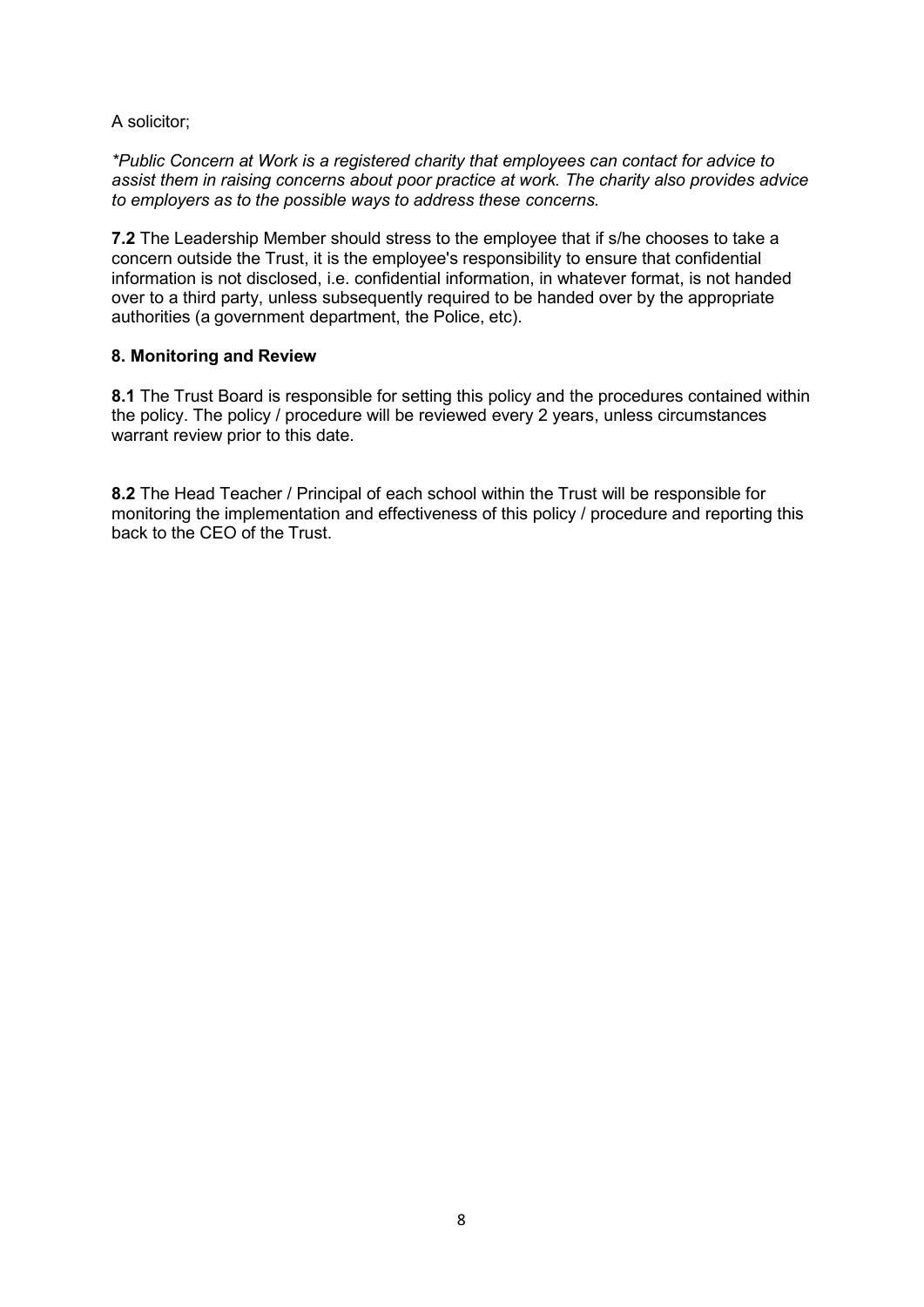A solicitor;

*\*Public Concern at Work is a registered charity that employees can contact for advice to assist them in raising concerns about poor practice at work. The charity also provides advice to employers as to the possible ways to address these concerns.*

**7.2** The Leadership Member should stress to the employee that if s/he chooses to take a concern outside the Trust, it is the employee's responsibility to ensure that confidential information is not disclosed, i.e. confidential information, in whatever format, is not handed over to a third party, unless subsequently required to be handed over by the appropriate authorities (a government department, the Police, etc).

### 8. Monitoring and Review

**8.1** The Trust Board is responsible for setting this policy and the procedures contained within the policy. The policy / procedure will be reviewed every 2 years, unless circumstances warrant review prior to this date.

**8.2** The Head Teacher / Principal of each school within the Trust will be responsible for monitoring the implementation and effectiveness of this policy / procedure and reporting this back to the CEO of the Trust.